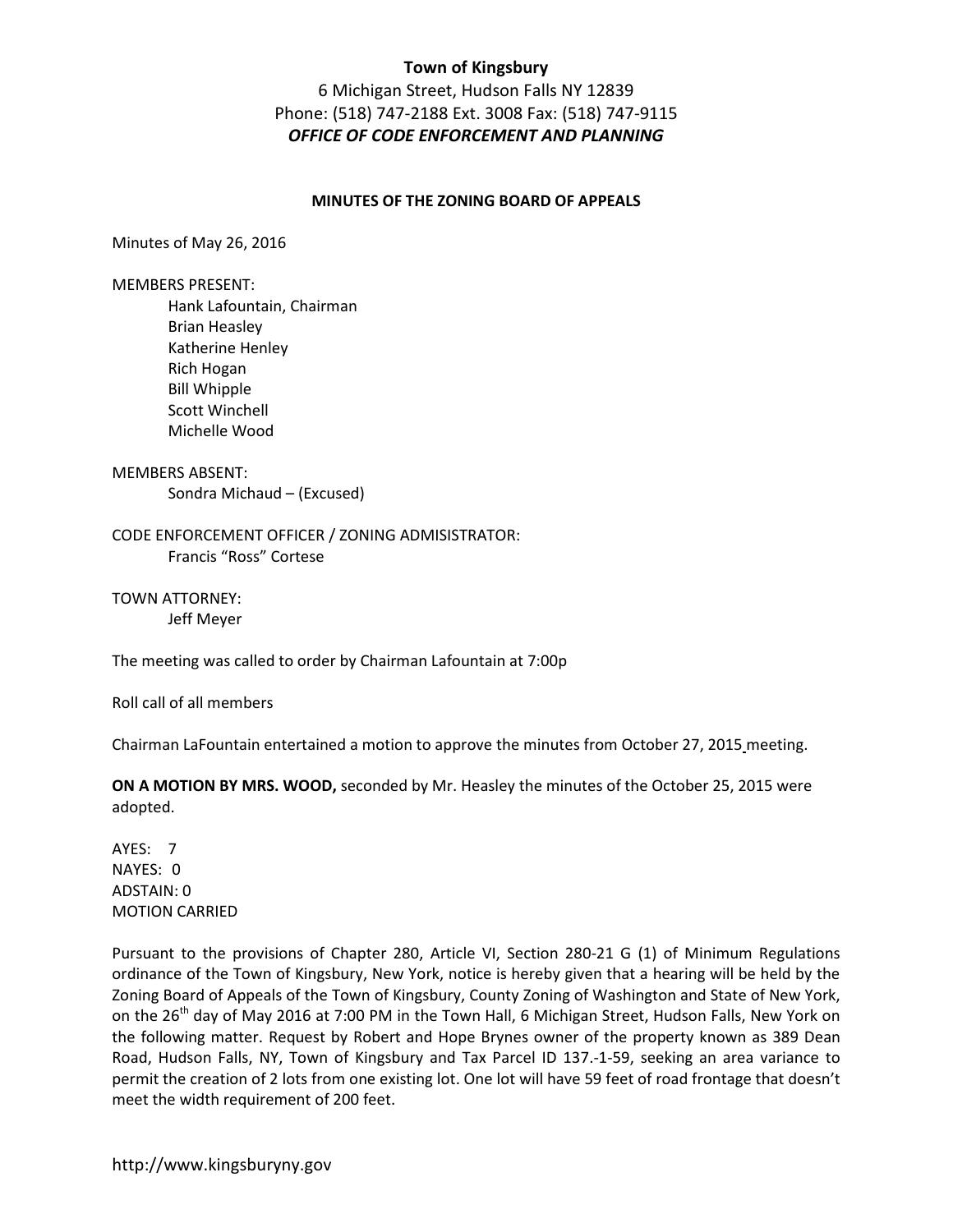**Town of Kingsbury**
6 Michigan Street, Hudson Falls NY 12839
Phone: (518) 747-2188 Ext. 3008 Fax: (518) 747-9115
***OFFICE OF CODE ENFORCEMENT AND PLANNING***

**MINUTES OF THE ZONING BOARD OF APPEALS**

Minutes of May 26, 2016

MEMBERS PRESENT:
Hank Lafountain, Chairman
Brian Heasley
Katherine Henley
Rich Hogan
Bill Whipple
Scott Winchell
Michelle Wood

MEMBERS ABSENT:
Sondra Michaud – (Excused)

CODE ENFORCEMENT OFFICER / ZONING ADMISISTRATOR:
Francis "Ross" Cortese

TOWN ATTORNEY:
Jeff Meyer

The meeting was called to order by Chairman Lafountain at 7:00p

Roll call of all members

Chairman LaFountain entertained a motion to approve the minutes from October 27, 2015 meeting.

**ON A MOTION BY MRS. WOOD,** seconded by Mr. Heasley the minutes of the October 25, 2015 were adopted.

AYES: 7
NAYES: 0
ADSTAIN: 0
MOTION CARRIED

Pursuant to the provisions of Chapter 280, Article VI, Section 280-21 G (1) of Minimum Regulations ordinance of the Town of Kingsbury, New York, notice is hereby given that a hearing will be held by the Zoning Board of Appeals of the Town of Kingsbury, County Zoning of Washington and State of New York, on the 26th day of May 2016 at 7:00 PM in the Town Hall, 6 Michigan Street, Hudson Falls, New York on the following matter. Request by Robert and Hope Brynes owner of the property known as 389 Dean Road, Hudson Falls, NY, Town of Kingsbury and Tax Parcel ID 137.-1-59, seeking an area variance to permit the creation of 2 lots from one existing lot. One lot will have 59 feet of road frontage that doesn't meet the width requirement of 200 feet.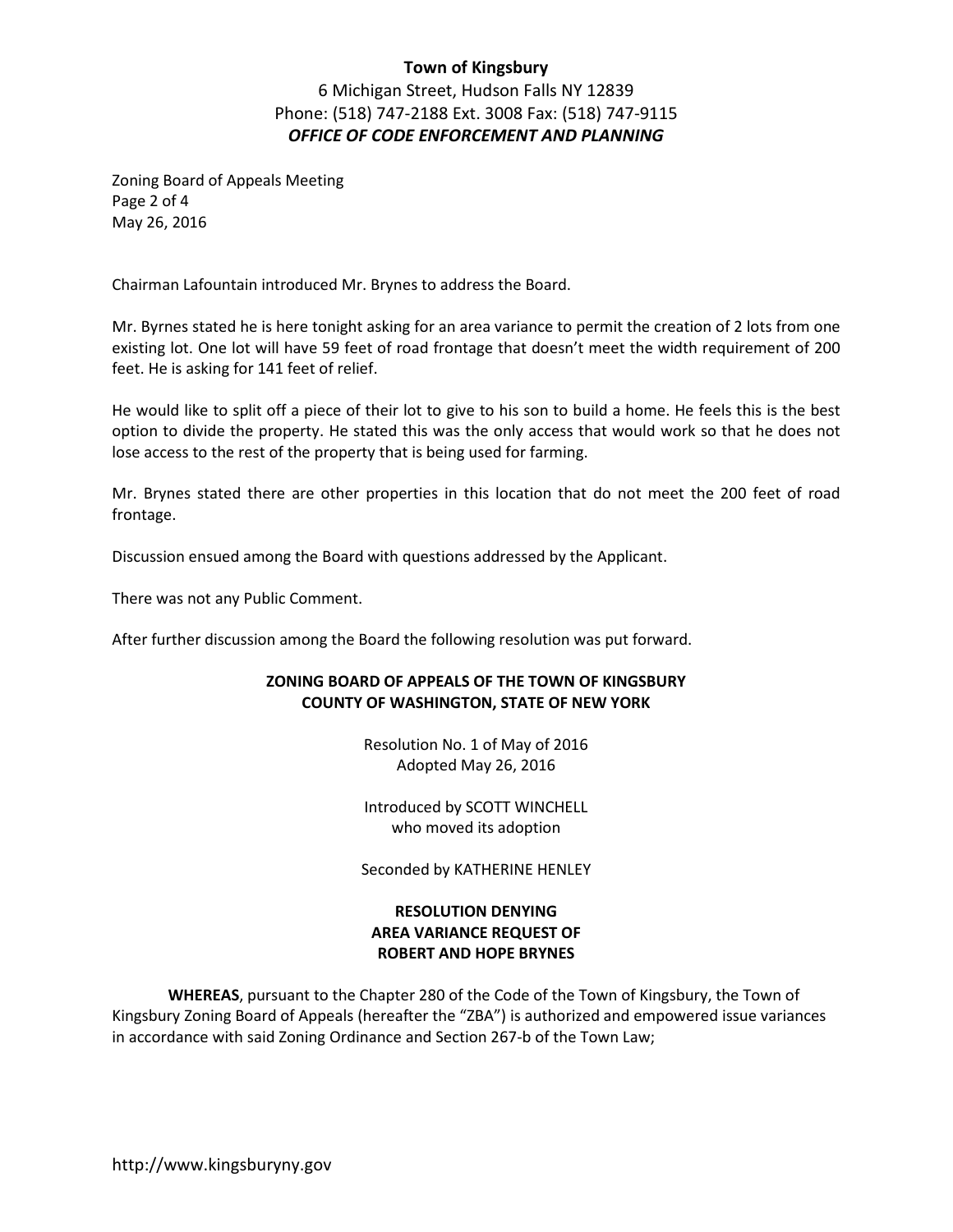Zoning Board of Appeals Meeting
May 26, 2016

Chairman Lafountain introduced Mr. Brynes to address the Board.

Mr. Byrnes stated he is here tonight asking for an area variance to permit the creation of 2 lots from one existing lot. One lot will have 59 feet of road frontage that doesn't meet the width requirement of 200 feet. He is asking for 141 feet of relief.

He would like to split off a piece of their lot to give to his son to build a home. He feels this is the best option to divide the property. He stated this was the only access that would work so that he does not lose access to the rest of the property that is being used for farming.

Mr. Brynes stated there are other properties in this location that do not meet the 200 feet of road frontage.

Discussion ensued among the Board with questions addressed by the Applicant.

There was not any Public Comment.

After further discussion among the Board the following resolution was put forward.

**ZONING BOARD OF APPEALS OF THE TOWN OF KINGSBURY**
**COUNTY OF WASHINGTON, STATE OF NEW YORK**

Resolution No. 1 of May of 2016
Adopted May 26, 2016

Introduced by SCOTT WINCHELL
who moved its adoption

Seconded by KATHERINE HENLEY

**RESOLUTION DENYING**
**AREA VARIANCE REQUEST OF**
**ROBERT AND HOPE BRYNES**

**WHEREAS**, pursuant to the Chapter 280 of the Code of the Town of Kingsbury, the Town of Kingsbury Zoning Board of Appeals (hereafter the "ZBA") is authorized and empowered issue variances in accordance with said Zoning Ordinance and Section 267-b of the Town Law;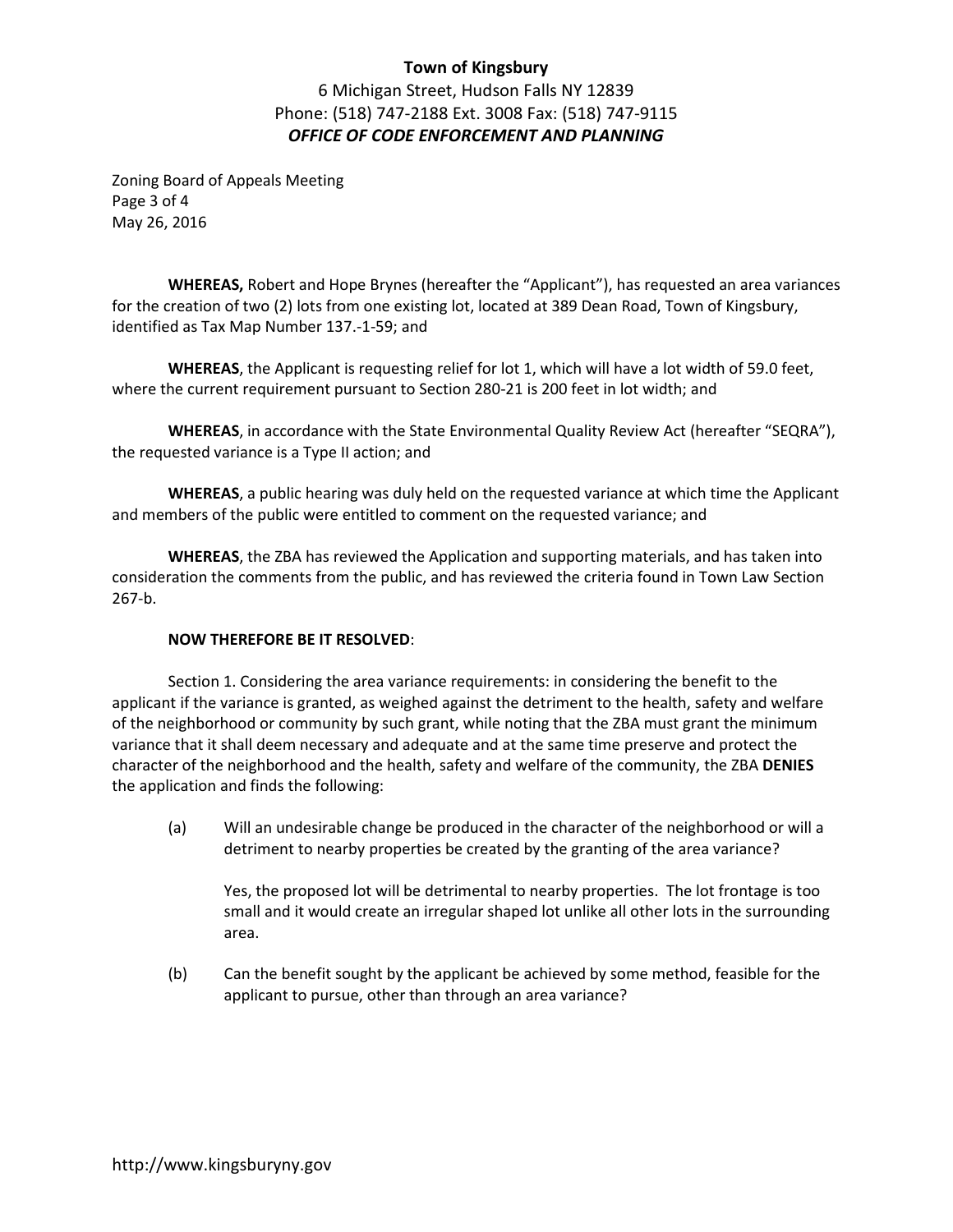**Town of Kingsbury**
6 Michigan Street, Hudson Falls NY 12839
Phone: (518) 747-2188 Ext. 3008 Fax: (518) 747-9115
***OFFICE OF CODE ENFORCEMENT AND PLANNING***

Zoning Board of Appeals Meeting
May 26, 2016

**WHEREAS,** Robert and Hope Brynes (hereafter the "Applicant"), has requested an area variances for the creation of two (2) lots from one existing lot, located at 389 Dean Road, Town of Kingsbury, identified as Tax Map Number 137.-1-59; and

**WHEREAS**, the Applicant is requesting relief for lot 1, which will have a lot width of 59.0 feet, where the current requirement pursuant to Section 280-21 is 200 feet in lot width; and

**WHEREAS**, in accordance with the State Environmental Quality Review Act (hereafter "SEQRA"), the requested variance is a Type II action; and

**WHEREAS**, a public hearing was duly held on the requested variance at which time the Applicant and members of the public were entitled to comment on the requested variance; and

**WHEREAS**, the ZBA has reviewed the Application and supporting materials, and has taken into consideration the comments from the public, and has reviewed the criteria found in Town Law Section 267-b.

**NOW THEREFORE BE IT RESOLVED**:

Section 1. Considering the area variance requirements: in considering the benefit to the applicant if the variance is granted, as weighed against the detriment to the health, safety and welfare of the neighborhood or community by such grant, while noting that the ZBA must grant the minimum variance that it shall deem necessary and adequate and at the same time preserve and protect the character of the neighborhood and the health, safety and welfare of the community, the ZBA **DENIES** the application and finds the following:

(a) Will an undesirable change be produced in the character of the neighborhood or will a detriment to nearby properties be created by the granting of the area variance?

Yes, the proposed lot will be detrimental to nearby properties. The lot frontage is too small and it would create an irregular shaped lot unlike all other lots in the surrounding area.

(b) Can the benefit sought by the applicant be achieved by some method, feasible for the applicant to pursue, other than through an area variance?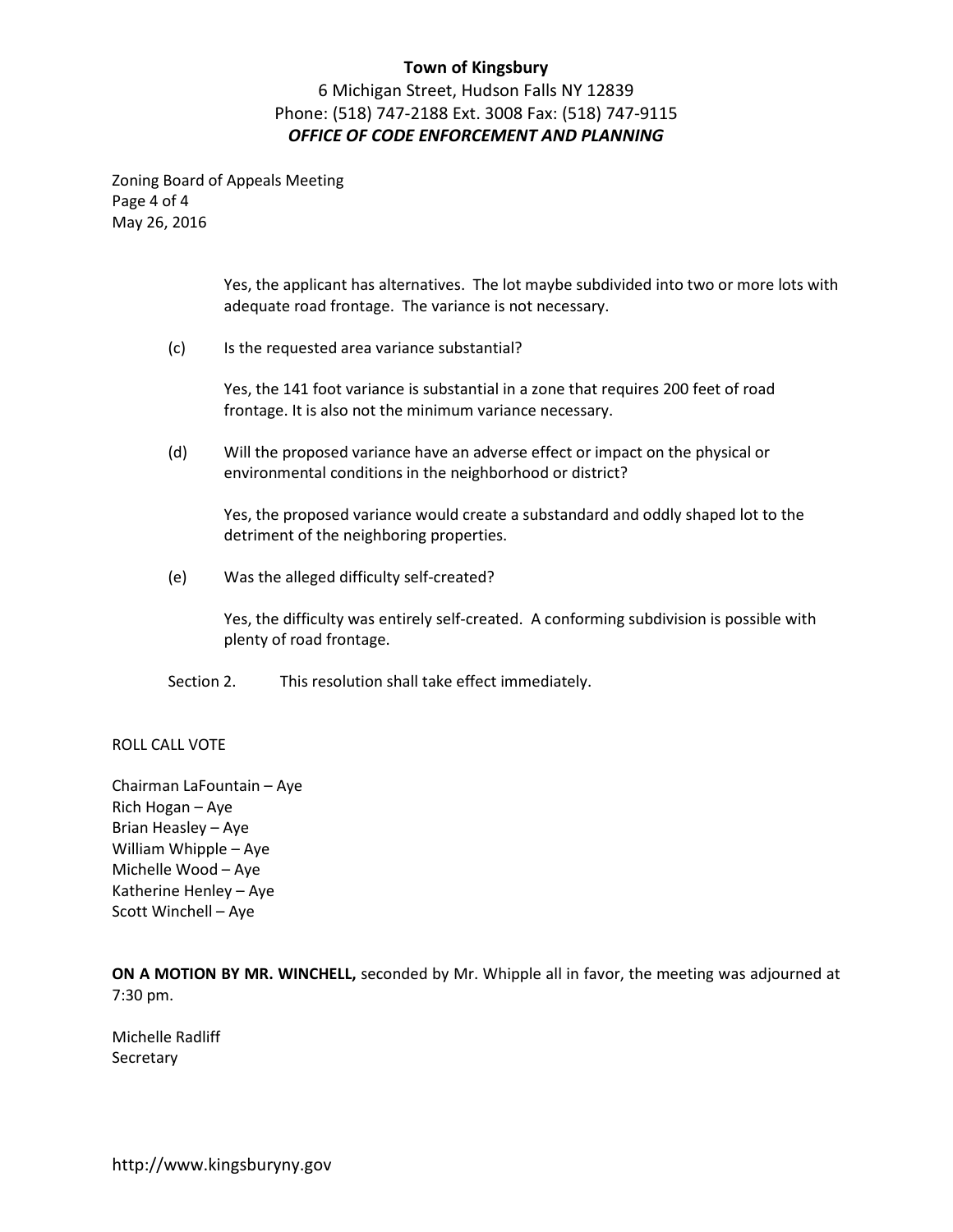Yes, the applicant has alternatives. The lot maybe subdivided into two or more lots with adequate road frontage. The variance is not necessary.

(c) Is the requested area variance substantial?

Yes, the 141 foot variance is substantial in a zone that requires 200 feet of road frontage. It is also not the minimum variance necessary.

(d) Will the proposed variance have an adverse effect or impact on the physical or environmental conditions in the neighborhood or district?

Yes, the proposed variance would create a substandard and oddly shaped lot to the detriment of the neighboring properties.

(e) Was the alleged difficulty self-created?

Yes, the difficulty was entirely self-created. A conforming subdivision is possible with plenty of road frontage.

Section 2. This resolution shall take effect immediately.

ROLL CALL VOTE

Chairman LaFountain – Aye
Rich Hogan – Aye
Brian Heasley – Aye
William Whipple – Aye
Michelle Wood – Aye
Katherine Henley – Aye
Scott Winchell – Aye

**ON A MOTION BY MR. WINCHELL,** seconded by Mr. Whipple all in favor, the meeting was adjourned at 7:30 pm.

Michelle Radliff
Secretary